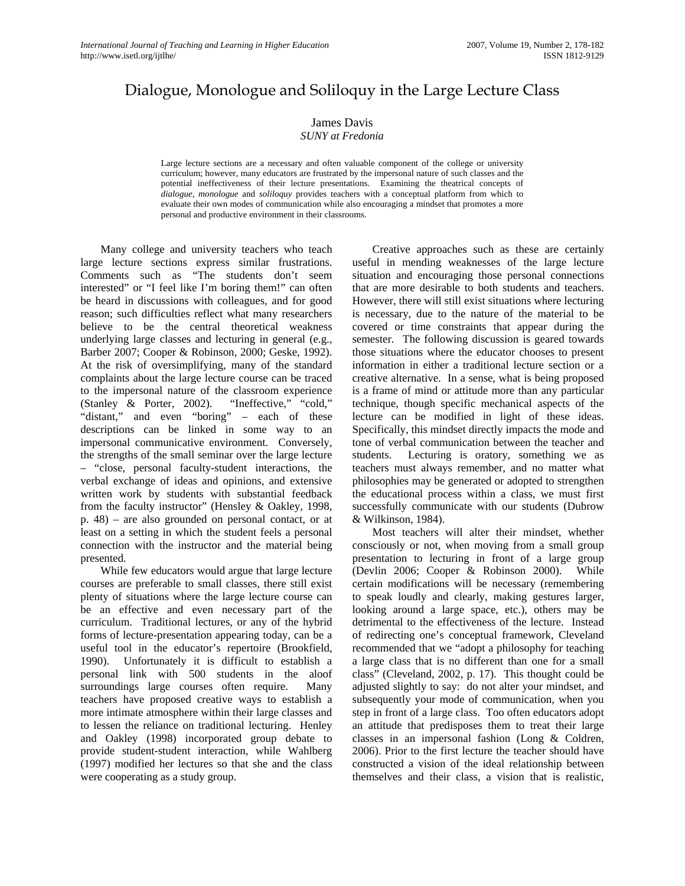# Dialogue, Monologue and Soliloquy in the Large Lecture Class

James Davis  
*SUNY at Fredonia*

Large lecture sections are a necessary and often valuable component of the college or university curriculum; however, many educators are frustrated by the impersonal nature of such classes and the potential ineffectiveness of their lecture presentations. Examining the theatrical concepts of *dialogue, monologue* and *soliloquy* provides teachers with a conceptual platform from which to evaluate their own modes of communication while also encouraging a mindset that promotes a more personal and productive environment in their classrooms.

Many college and university teachers who teach large lecture sections express similar frustrations. Comments such as "The students don't seem interested" or "I feel like I'm boring them!" can often be heard in discussions with colleagues, and for good reason; such difficulties reflect what many researchers believe to be the central theoretical weakness underlying large classes and lecturing in general (e.g., Barber 2007; Cooper & Robinson, 2000; Geske, 1992). At the risk of oversimplifying, many of the standard complaints about the large lecture course can be traced to the impersonal nature of the classroom experience (Stanley & Porter, 2002). "Ineffective," "cold," "distant," and even "boring" – each of these descriptions can be linked in some way to an impersonal communicative environment. Conversely, the strengths of the small seminar over the large lecture – "close, personal faculty-student interactions, the verbal exchange of ideas and opinions, and extensive written work by students with substantial feedback from the faculty instructor" (Hensley & Oakley, 1998, p. 48) – are also grounded on personal contact, or at least on a setting in which the student feels a personal connection with the instructor and the material being presented.

While few educators would argue that large lecture courses are preferable to small classes, there still exist plenty of situations where the large lecture course can be an effective and even necessary part of the curriculum. Traditional lectures, or any of the hybrid forms of lecture-presentation appearing today, can be a useful tool in the educator's repertoire (Brookfield, 1990). Unfortunately it is difficult to establish a personal link with 500 students in the aloof surroundings large courses often require. Many teachers have proposed creative ways to establish a more intimate atmosphere within their large classes and to lessen the reliance on traditional lecturing. Henley and Oakley (1998) incorporated group debate to provide student-student interaction, while Wahlberg (1997) modified her lectures so that she and the class were cooperating as a study group.

Creative approaches such as these are certainly useful in mending weaknesses of the large lecture situation and encouraging those personal connections that are more desirable to both students and teachers. However, there will still exist situations where lecturing is necessary, due to the nature of the material to be covered or time constraints that appear during the semester. The following discussion is geared towards those situations where the educator chooses to present information in either a traditional lecture section or a creative alternative. In a sense, what is being proposed is a frame of mind or attitude more than any particular technique, though specific mechanical aspects of the lecture can be modified in light of these ideas. Specifically, this mindset directly impacts the mode and tone of verbal communication between the teacher and students. Lecturing is oratory, something we as teachers must always remember, and no matter what philosophies may be generated or adopted to strengthen the educational process within a class, we must first successfully communicate with our students (Dubrow & Wilkinson, 1984).

Most teachers will alter their mindset, whether consciously or not, when moving from a small group presentation to lecturing in front of a large group (Devlin 2006; Cooper & Robinson 2000). While certain modifications will be necessary (remembering to speak loudly and clearly, making gestures larger, looking around a large space, etc.), others may be detrimental to the effectiveness of the lecture. Instead of redirecting one's conceptual framework, Cleveland recommended that we "adopt a philosophy for teaching a large class that is no different than one for a small class" (Cleveland, 2002, p. 17). This thought could be adjusted slightly to say: do not alter your mindset, and subsequently your mode of communication, when you step in front of a large class. Too often educators adopt an attitude that predisposes them to treat their large classes in an impersonal fashion (Long & Coldren, 2006). Prior to the first lecture the teacher should have constructed a vision of the ideal relationship between themselves and their class, a vision that is realistic,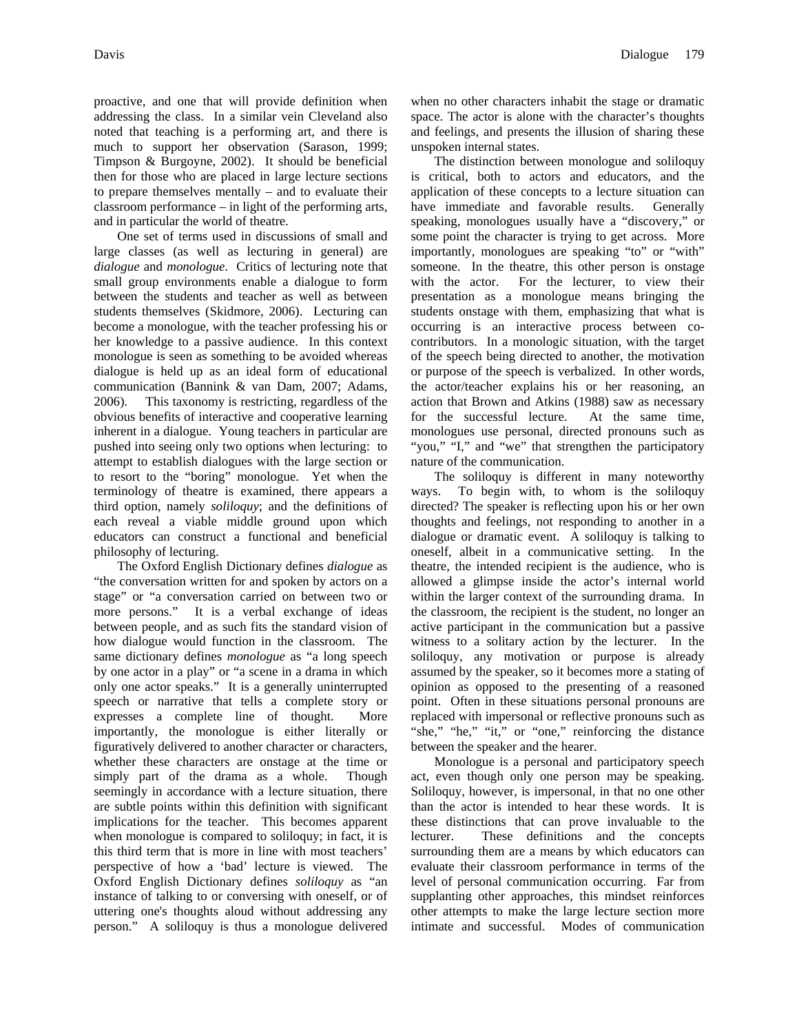proactive, and one that will provide definition when addressing the class. In a similar vein Cleveland also noted that teaching is a performing art, and there is much to support her observation (Sarason, 1999; Timpson & Burgoyne, 2002). It should be beneficial then for those who are placed in large lecture sections to prepare themselves mentally – and to evaluate their classroom performance – in light of the performing arts, and in particular the world of theatre.

One set of terms used in discussions of small and large classes (as well as lecturing in general) are *dialogue* and *monologue*. Critics of lecturing note that small group environments enable a dialogue to form between the students and teacher as well as between students themselves (Skidmore, 2006). Lecturing can become a monologue, with the teacher professing his or her knowledge to a passive audience. In this context monologue is seen as something to be avoided whereas dialogue is held up as an ideal form of educational communication (Bannink & van Dam, 2007; Adams, 2006). This taxonomy is restricting, regardless of the obvious benefits of interactive and cooperative learning inherent in a dialogue. Young teachers in particular are pushed into seeing only two options when lecturing: to attempt to establish dialogues with the large section or to resort to the "boring" monologue. Yet when the terminology of theatre is examined, there appears a third option, namely *soliloquy*; and the definitions of each reveal a viable middle ground upon which educators can construct a functional and beneficial philosophy of lecturing.

The Oxford English Dictionary defines *dialogue* as "the conversation written for and spoken by actors on a stage" or "a conversation carried on between two or more persons." It is a verbal exchange of ideas between people, and as such fits the standard vision of how dialogue would function in the classroom. The same dictionary defines *monologue* as "a long speech by one actor in a play" or "a scene in a drama in which only one actor speaks." It is a generally uninterrupted speech or narrative that tells a complete story or expresses a complete line of thought. More importantly, the monologue is either literally or figuratively delivered to another character or characters, whether these characters are onstage at the time or simply part of the drama as a whole. Though seemingly in accordance with a lecture situation, there are subtle points within this definition with significant implications for the teacher. This becomes apparent when monologue is compared to soliloquy; in fact, it is this third term that is more in line with most teachers' perspective of how a 'bad' lecture is viewed. The Oxford English Dictionary defines *soliloquy* as "an instance of talking to or conversing with oneself, or of uttering one's thoughts aloud without addressing any person." A soliloquy is thus a monologue delivered when no other characters inhabit the stage or dramatic space. The actor is alone with the character's thoughts and feelings, and presents the illusion of sharing these unspoken internal states.

The distinction between monologue and soliloquy is critical, both to actors and educators, and the application of these concepts to a lecture situation can have immediate and favorable results. Generally speaking, monologues usually have a "discovery," or some point the character is trying to get across. More importantly, monologues are speaking "to" or "with" someone. In the theatre, this other person is onstage with the actor. For the lecturer, to view their presentation as a monologue means bringing the students onstage with them, emphasizing that what is occurring is an interactive process between co-contributors. In a monologic situation, with the target of the speech being directed to another, the motivation or purpose of the speech is verbalized. In other words, the actor/teacher explains his or her reasoning, an action that Brown and Atkins (1988) saw as necessary for the successful lecture. At the same time, monologues use personal, directed pronouns such as "you," "I," and "we" that strengthen the participatory nature of the communication.

The soliloquy is different in many noteworthy ways. To begin with, to whom is the soliloquy directed? The speaker is reflecting upon his or her own thoughts and feelings, not responding to another in a dialogue or dramatic event. A soliloquy is talking to oneself, albeit in a communicative setting. In the theatre, the intended recipient is the audience, who is allowed a glimpse inside the actor's internal world within the larger context of the surrounding drama. In the classroom, the recipient is the student, no longer an active participant in the communication but a passive witness to a solitary action by the lecturer. In the soliloquy, any motivation or purpose is already assumed by the speaker, so it becomes more a stating of opinion as opposed to the presenting of a reasoned point. Often in these situations personal pronouns are replaced with impersonal or reflective pronouns such as "she," "he," "it," or "one," reinforcing the distance between the speaker and the hearer.

Monologue is a personal and participatory speech act, even though only one person may be speaking. Soliloquy, however, is impersonal, in that no one other than the actor is intended to hear these words. It is these distinctions that can prove invaluable to the lecturer. These definitions and the concepts surrounding them are a means by which educators can evaluate their classroom performance in terms of the level of personal communication occurring. Far from supplanting other approaches, this mindset reinforces other attempts to make the large lecture section more intimate and successful. Modes of communication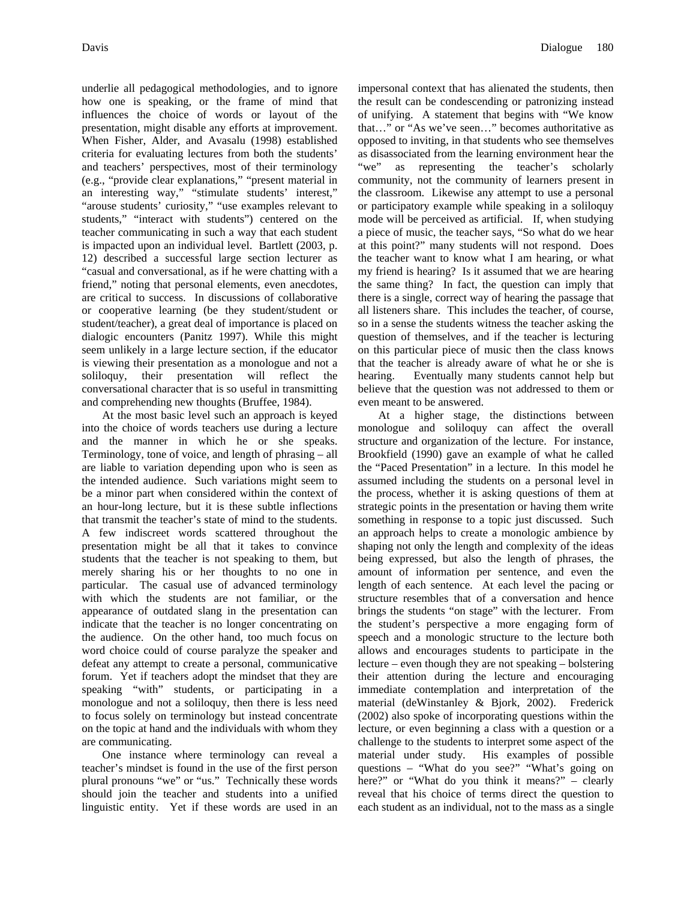underlie all pedagogical methodologies, and to ignore how one is speaking, or the frame of mind that influences the choice of words or layout of the presentation, might disable any efforts at improvement. When Fisher, Alder, and Avasalu (1998) established criteria for evaluating lectures from both the students' and teachers' perspectives, most of their terminology (e.g., "provide clear explanations," "present material in an interesting way," "stimulate students' interest," "arouse students' curiosity," "use examples relevant to students," "interact with students") centered on the teacher communicating in such a way that each student is impacted upon an individual level. Bartlett (2003, p. 12) described a successful large section lecturer as "casual and conversational, as if he were chatting with a friend," noting that personal elements, even anecdotes, are critical to success. In discussions of collaborative or cooperative learning (be they student/student or student/teacher), a great deal of importance is placed on dialogic encounters (Panitz 1997). While this might seem unlikely in a large lecture section, if the educator is viewing their presentation as a monologue and not a soliloquy, their presentation will reflect the conversational character that is so useful in transmitting and comprehending new thoughts (Bruffee, 1984).

At the most basic level such an approach is keyed into the choice of words teachers use during a lecture and the manner in which he or she speaks. Terminology, tone of voice, and length of phrasing – all are liable to variation depending upon who is seen as the intended audience. Such variations might seem to be a minor part when considered within the context of an hour-long lecture, but it is these subtle inflections that transmit the teacher's state of mind to the students. A few indiscreet words scattered throughout the presentation might be all that it takes to convince students that the teacher is not speaking to them, but merely sharing his or her thoughts to no one in particular. The casual use of advanced terminology with which the students are not familiar, or the appearance of outdated slang in the presentation can indicate that the teacher is no longer concentrating on the audience. On the other hand, too much focus on word choice could of course paralyze the speaker and defeat any attempt to create a personal, communicative forum. Yet if teachers adopt the mindset that they are speaking "with" students, or participating in a monologue and not a soliloquy, then there is less need to focus solely on terminology but instead concentrate on the topic at hand and the individuals with whom they are communicating.

One instance where terminology can reveal a teacher's mindset is found in the use of the first person plural pronouns "we" or "us." Technically these words should join the teacher and students into a unified linguistic entity. Yet if these words are used in an impersonal context that has alienated the students, then the result can be condescending or patronizing instead of unifying. A statement that begins with "We know that…" or "As we've seen…" becomes authoritative as opposed to inviting, in that students who see themselves as disassociated from the learning environment hear the "we" as representing the teacher's scholarly community, not the community of learners present in the classroom. Likewise any attempt to use a personal or participatory example while speaking in a soliloquy mode will be perceived as artificial. If, when studying a piece of music, the teacher says, "So what do we hear at this point?" many students will not respond. Does the teacher want to know what I am hearing, or what my friend is hearing? Is it assumed that we are hearing the same thing? In fact, the question can imply that there is a single, correct way of hearing the passage that all listeners share. This includes the teacher, of course, so in a sense the students witness the teacher asking the question of themselves, and if the teacher is lecturing on this particular piece of music then the class knows that the teacher is already aware of what he or she is hearing. Eventually many students cannot help but believe that the question was not addressed to them or even meant to be answered.

At a higher stage, the distinctions between monologue and soliloquy can affect the overall structure and organization of the lecture. For instance, Brookfield (1990) gave an example of what he called the "Paced Presentation" in a lecture. In this model he assumed including the students on a personal level in the process, whether it is asking questions of them at strategic points in the presentation or having them write something in response to a topic just discussed. Such an approach helps to create a monologic ambience by shaping not only the length and complexity of the ideas being expressed, but also the length of phrases, the amount of information per sentence, and even the length of each sentence. At each level the pacing or structure resembles that of a conversation and hence brings the students "on stage" with the lecturer. From the student's perspective a more engaging form of speech and a monologic structure to the lecture both allows and encourages students to participate in the lecture – even though they are not speaking – bolstering their attention during the lecture and encouraging immediate contemplation and interpretation of the material (deWinstanley & Bjork, 2002). Frederick (2002) also spoke of incorporating questions within the lecture, or even beginning a class with a question or a challenge to the students to interpret some aspect of the material under study. His examples of possible questions – "What do you see?" "What's going on here?" or "What do you think it means?" – clearly reveal that his choice of terms direct the question to each student as an individual, not to the mass as a single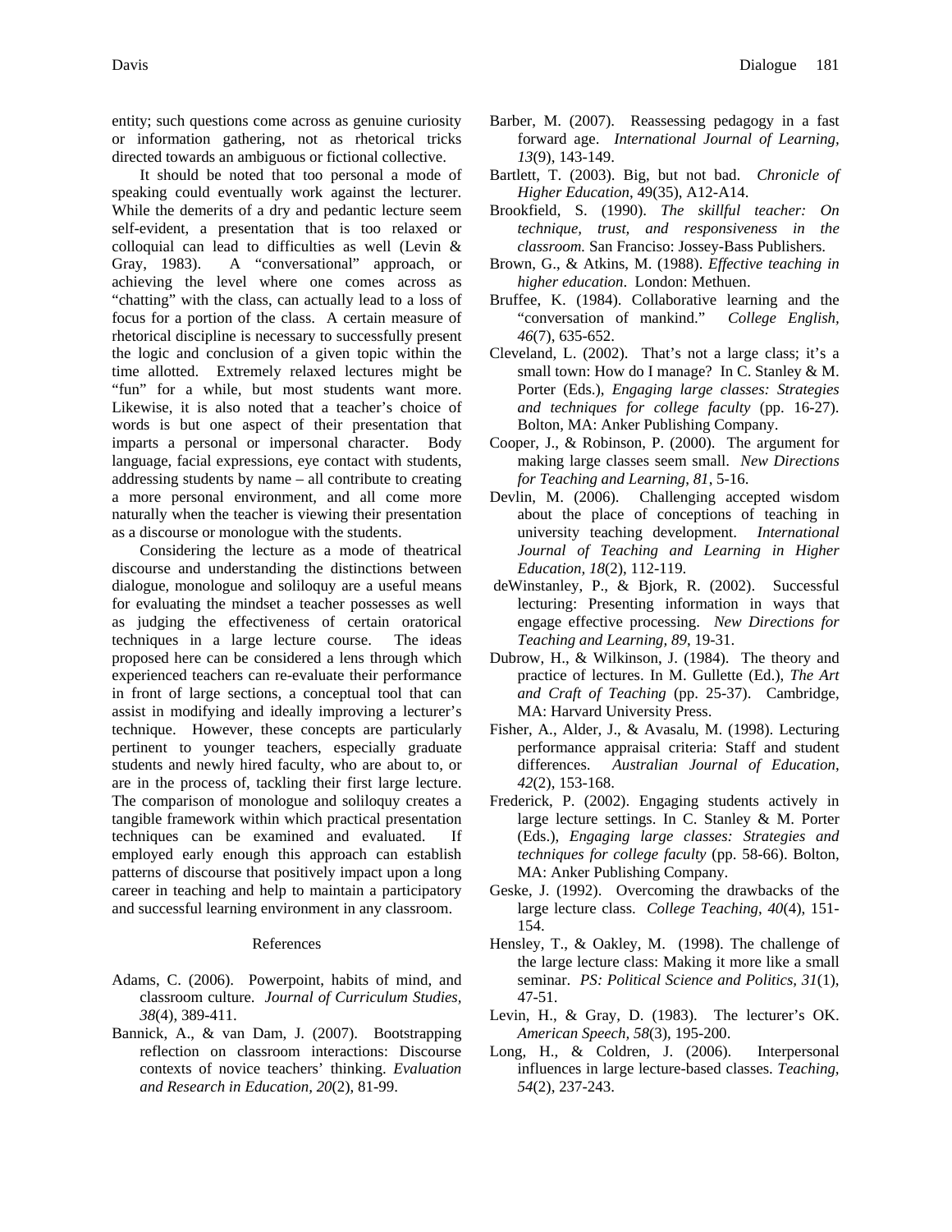entity; such questions come across as genuine curiosity or information gathering, not as rhetorical tricks directed towards an ambiguous or fictional collective.

It should be noted that too personal a mode of speaking could eventually work against the lecturer. While the demerits of a dry and pedantic lecture seem self-evident, a presentation that is too relaxed or colloquial can lead to difficulties as well (Levin & Gray, 1983). A "conversational" approach, or achieving the level where one comes across as "chatting" with the class, can actually lead to a loss of focus for a portion of the class. A certain measure of rhetorical discipline is necessary to successfully present the logic and conclusion of a given topic within the time allotted. Extremely relaxed lectures might be "fun" for a while, but most students want more. Likewise, it is also noted that a teacher's choice of words is but one aspect of their presentation that imparts a personal or impersonal character. Body language, facial expressions, eye contact with students, addressing students by name – all contribute to creating a more personal environment, and all come more naturally when the teacher is viewing their presentation as a discourse or monologue with the students.

Considering the lecture as a mode of theatrical discourse and understanding the distinctions between dialogue, monologue and soliloquy are a useful means for evaluating the mindset a teacher possesses as well as judging the effectiveness of certain oratorical techniques in a large lecture course. The ideas proposed here can be considered a lens through which experienced teachers can re-evaluate their performance in front of large sections, a conceptual tool that can assist in modifying and ideally improving a lecturer's technique. However, these concepts are particularly pertinent to younger teachers, especially graduate students and newly hired faculty, who are about to, or are in the process of, tackling their first large lecture. The comparison of monologue and soliloquy creates a tangible framework within which practical presentation techniques can be examined and evaluated. If employed early enough this approach can establish patterns of discourse that positively impact upon a long career in teaching and help to maintain a participatory and successful learning environment in any classroom.

## References

Adams, C. (2006). Powerpoint, habits of mind, and classroom culture. *Journal of Curriculum Studies, 38*(4), 389-411.

Bannick, A., & van Dam, J. (2007). Bootstrapping reflection on classroom interactions: Discourse contexts of novice teachers' thinking. *Evaluation and Research in Education, 20*(2), 81-99.

Barber, M. (2007). Reassessing pedagogy in a fast forward age. *International Journal of Learning, 13*(9), 143-149.

Bartlett, T. (2003). Big, but not bad. *Chronicle of Higher Education*, 49(35), A12-A14.

Brookfield, S. (1990). *The skillful teacher: On technique, trust, and responsiveness in the classroom.* San Franciso: Jossey-Bass Publishers.

Brown, G., & Atkins, M. (1988). *Effective teaching in higher education*. London: Methuen.

Bruffee, K. (1984). Collaborative learning and the "conversation of mankind." *College English, 46*(7), 635-652.

Cleveland, L. (2002). That's not a large class; it's a small town: How do I manage? In C. Stanley & M. Porter (Eds.), *Engaging large classes: Strategies and techniques for college faculty* (pp. 16-27). Bolton, MA: Anker Publishing Company.

Cooper, J., & Robinson, P. (2000). The argument for making large classes seem small. *New Directions for Teaching and Learning, 81*, 5-16.

Devlin, M. (2006). Challenging accepted wisdom about the place of conceptions of teaching in university teaching development. *International Journal of Teaching and Learning in Higher Education, 18*(2), 112-119.

deWinstanley, P., & Bjork, R. (2002). Successful lecturing: Presenting information in ways that engage effective processing. *New Directions for Teaching and Learning, 89*, 19-31.

Dubrow, H., & Wilkinson, J. (1984). The theory and practice of lectures. In M. Gullette (Ed.), *The Art and Craft of Teaching* (pp. 25-37). Cambridge, MA: Harvard University Press.

Fisher, A., Alder, J., & Avasalu, M. (1998). Lecturing performance appraisal criteria: Staff and student differences. *Australian Journal of Education, 42*(2), 153-168.

Frederick, P. (2002). Engaging students actively in large lecture settings. In C. Stanley & M. Porter (Eds.), *Engaging large classes: Strategies and techniques for college faculty* (pp. 58-66). Bolton, MA: Anker Publishing Company.

Geske, J. (1992). Overcoming the drawbacks of the large lecture class. *College Teaching, 40*(4), 151-154.

Hensley, T., & Oakley, M. (1998). The challenge of the large lecture class: Making it more like a small seminar. *PS: Political Science and Politics, 31*(1), 47-51.

Levin, H., & Gray, D. (1983). The lecturer's OK. *American Speech, 58*(3), 195-200.

Long, H., & Coldren, J. (2006). Interpersonal influences in large lecture-based classes. *Teaching, 54*(2), 237-243.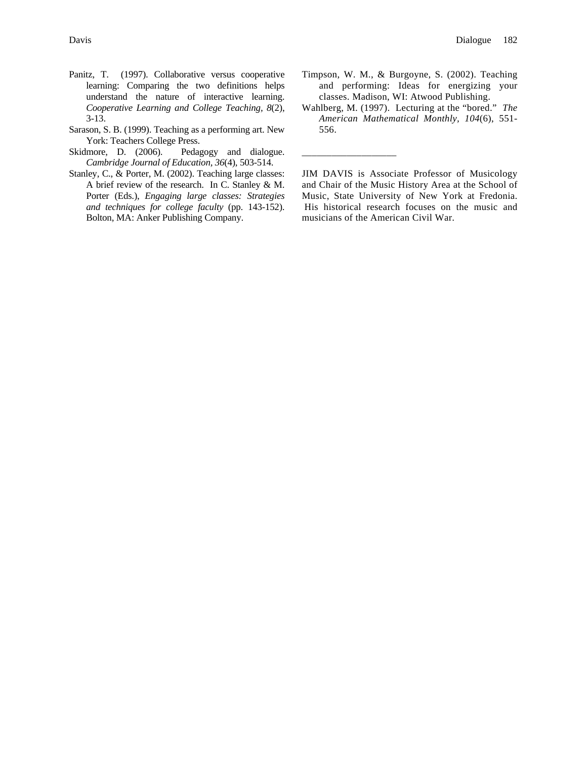Panitz, T. (1997). Collaborative versus cooperative learning: Comparing the two definitions helps understand the nature of interactive learning. *Cooperative Learning and College Teaching, 8*(2), 3-13.

Sarason, S. B. (1999). Teaching as a performing art. New York: Teachers College Press.

Skidmore, D. (2006). Pedagogy and dialogue. *Cambridge Journal of Education, 36*(4), 503-514.

Stanley, C., & Porter, M. (2002). Teaching large classes: A brief review of the research. In C. Stanley & M. Porter (Eds.), *Engaging large classes: Strategies and techniques for college faculty* (pp. 143-152). Bolton, MA: Anker Publishing Company.

Timpson, W. M., & Burgoyne, S. (2002). Teaching and performing: Ideas for energizing your classes. Madison, WI: Atwood Publishing.

Wahlberg, M. (1997). Lecturing at the "bored." *The American Mathematical Monthly, 104*(6), 551-556.

___________________

JIM DAVIS is Associate Professor of Musicology and Chair of the Music History Area at the School of Music, State University of New York at Fredonia. His historical research focuses on the music and musicians of the American Civil War.